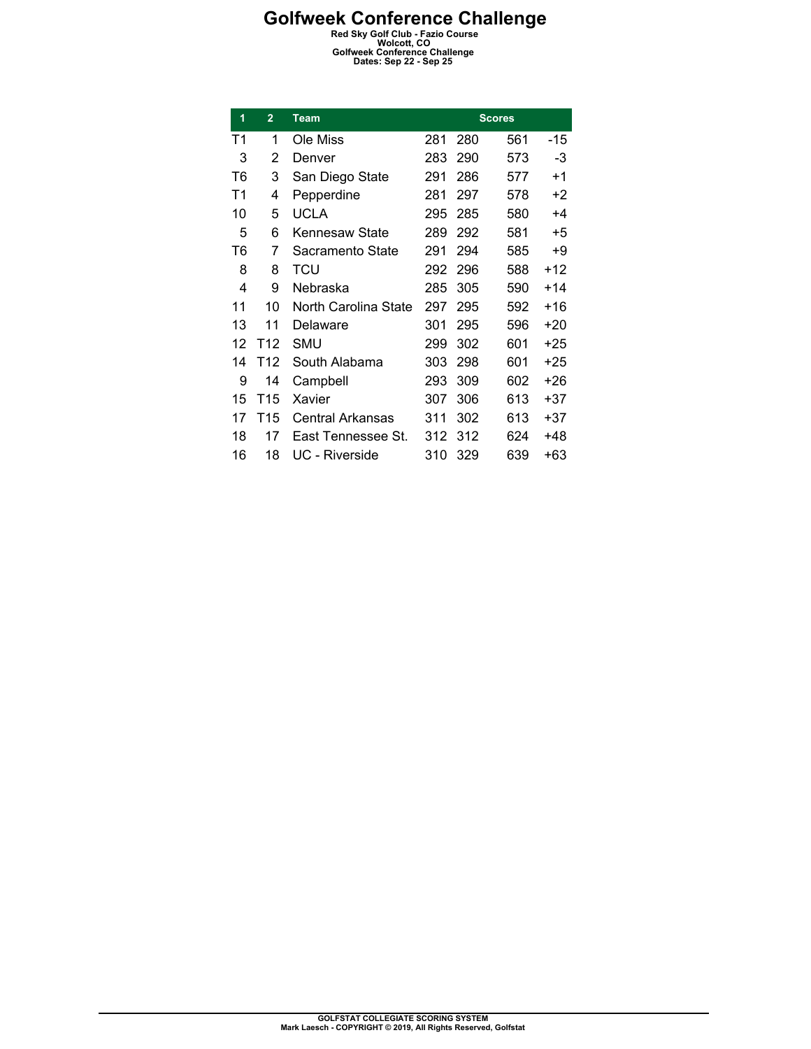# Golfweek Conference Challenge

**Red Sky Golf Club - Fazio Course**
**Wolcott, CO**
**Golfweek Conference Challenge**
**Dates: Sep 22 - Sep 25**

| 1 | 2 | Team | Scores | | | |
|---|---|---|---|---|---|---|
| T1 | 1 | Ole Miss | 281 | 280 | 561 | -15 |
| 3 | 2 | Denver | 283 | 290 | 573 | -3 |
| T6 | 3 | San Diego State | 291 | 286 | 577 | +1 |
| T1 | 4 | Pepperdine | 281 | 297 | 578 | +2 |
| 10 | 5 | UCLA | 295 | 285 | 580 | +4 |
| 5 | 6 | Kennesaw State | 289 | 292 | 581 | +5 |
| T6 | 7 | Sacramento State | 291 | 294 | 585 | +9 |
| 8 | 8 | TCU | 292 | 296 | 588 | +12 |
| 4 | 9 | Nebraska | 285 | 305 | 590 | +14 |
| 11 | 10 | North Carolina State | 297 | 295 | 592 | +16 |
| 13 | 11 | Delaware | 301 | 295 | 596 | +20 |
| 12 | T12 | SMU | 299 | 302 | 601 | +25 |
| 14 | T12 | South Alabama | 303 | 298 | 601 | +25 |
| 9 | 14 | Campbell | 293 | 309 | 602 | +26 |
| 15 | T15 | Xavier | 307 | 306 | 613 | +37 |
| 17 | T15 | Central Arkansas | 311 | 302 | 613 | +37 |
| 18 | 17 | East Tennessee St. | 312 | 312 | 624 | +48 |
| 16 | 18 | UC - Riverside | 310 | 329 | 639 | +63 |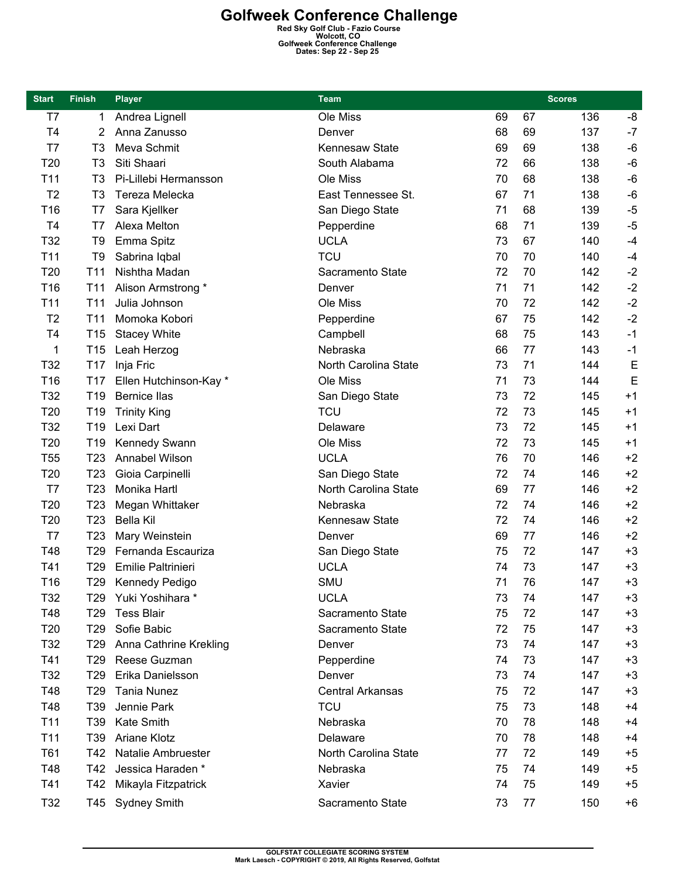# Golfweek Conference Challenge

**Red Sky Golf Club - Fazio Course**
**Wolcott, CO**
**Golfweek Conference Challenge**
**Dates: Sep 22 - Sep 25**

| Start | Finish | Player | Team | Scores | | | |
|---|---|---|---|---|---|---|---|
| T7 | 1 | Andrea Lignell | Ole Miss | 69 | 67 | 136 | -8 |
| T4 | 2 | Anna Zanusso | Denver | 68 | 69 | 137 | -7 |
| T7 | T3 | Meva Schmit | Kennesaw State | 69 | 69 | 138 | -6 |
| T20 | T3 | Siti Shaari | South Alabama | 72 | 66 | 138 | -6 |
| T11 | T3 | Pi-Lillebi Hermansson | Ole Miss | 70 | 68 | 138 | -6 |
| T2 | T3 | Tereza Melecka | East Tennessee St. | 67 | 71 | 138 | -6 |
| T16 | T7 | Sara Kjellker | San Diego State | 71 | 68 | 139 | -5 |
| T4 | T7 | Alexa Melton | Pepperdine | 68 | 71 | 139 | -5 |
| T32 | T9 | Emma Spitz | UCLA | 73 | 67 | 140 | -4 |
| T11 | T9 | Sabrina Iqbal | TCU | 70 | 70 | 140 | -4 |
| T20 | T11 | Nishtha Madan | Sacramento State | 72 | 70 | 142 | -2 |
| T16 | T11 | Alison Armstrong * | Denver | 71 | 71 | 142 | -2 |
| T11 | T11 | Julia Johnson | Ole Miss | 70 | 72 | 142 | -2 |
| T2 | T11 | Momoka Kobori | Pepperdine | 67 | 75 | 142 | -2 |
| T4 | T15 | Stacey White | Campbell | 68 | 75 | 143 | -1 |
| 1 | T15 | Leah Herzog | Nebraska | 66 | 77 | 143 | -1 |
| T32 | T17 | Inja Fric | North Carolina State | 73 | 71 | 144 | E |
| T16 | T17 | Ellen Hutchinson-Kay * | Ole Miss | 71 | 73 | 144 | E |
| T32 | T19 | Bernice Ilas | San Diego State | 73 | 72 | 145 | +1 |
| T20 | T19 | Trinity King | TCU | 72 | 73 | 145 | +1 |
| T32 | T19 | Lexi Dart | Delaware | 73 | 72 | 145 | +1 |
| T20 | T19 | Kennedy Swann | Ole Miss | 72 | 73 | 145 | +1 |
| T55 | T23 | Annabel Wilson | UCLA | 76 | 70 | 146 | +2 |
| T20 | T23 | Gioia Carpinelli | San Diego State | 72 | 74 | 146 | +2 |
| T7 | T23 | Monika Hartl | North Carolina State | 69 | 77 | 146 | +2 |
| T20 | T23 | Megan Whittaker | Nebraska | 72 | 74 | 146 | +2 |
| T20 | T23 | Bella Kil | Kennesaw State | 72 | 74 | 146 | +2 |
| T7 | T23 | Mary Weinstein | Denver | 69 | 77 | 146 | +2 |
| T48 | T29 | Fernanda Escauriza | San Diego State | 75 | 72 | 147 | +3 |
| T41 | T29 | Emilie Paltrinieri | UCLA | 74 | 73 | 147 | +3 |
| T16 | T29 | Kennedy Pedigo | SMU | 71 | 76 | 147 | +3 |
| T32 | T29 | Yuki Yoshihara * | UCLA | 73 | 74 | 147 | +3 |
| T48 | T29 | Tess Blair | Sacramento State | 75 | 72 | 147 | +3 |
| T20 | T29 | Sofie Babic | Sacramento State | 72 | 75 | 147 | +3 |
| T32 | T29 | Anna Cathrine Krekling | Denver | 73 | 74 | 147 | +3 |
| T41 | T29 | Reese Guzman | Pepperdine | 74 | 73 | 147 | +3 |
| T32 | T29 | Erika Danielsson | Denver | 73 | 74 | 147 | +3 |
| T48 | T29 | Tania Nunez | Central Arkansas | 75 | 72 | 147 | +3 |
| T48 | T39 | Jennie Park | TCU | 75 | 73 | 148 | +4 |
| T11 | T39 | Kate Smith | Nebraska | 70 | 78 | 148 | +4 |
| T11 | T39 | Ariane Klotz | Delaware | 70 | 78 | 148 | +4 |
| T61 | T42 | Natalie Ambruester | North Carolina State | 77 | 72 | 149 | +5 |
| T48 | T42 | Jessica Haraden * | Nebraska | 75 | 74 | 149 | +5 |
| T41 | T42 | Mikayla Fitzpatrick | Xavier | 74 | 75 | 149 | +5 |
| T32 | T45 | Sydney Smith | Sacramento State | 73 | 77 | 150 | +6 |

GOLFSTAT COLLEGIATE SCORING SYSTEM
Mark Laesch - COPYRIGHT © 2019, All Rights Reserved, Golfstat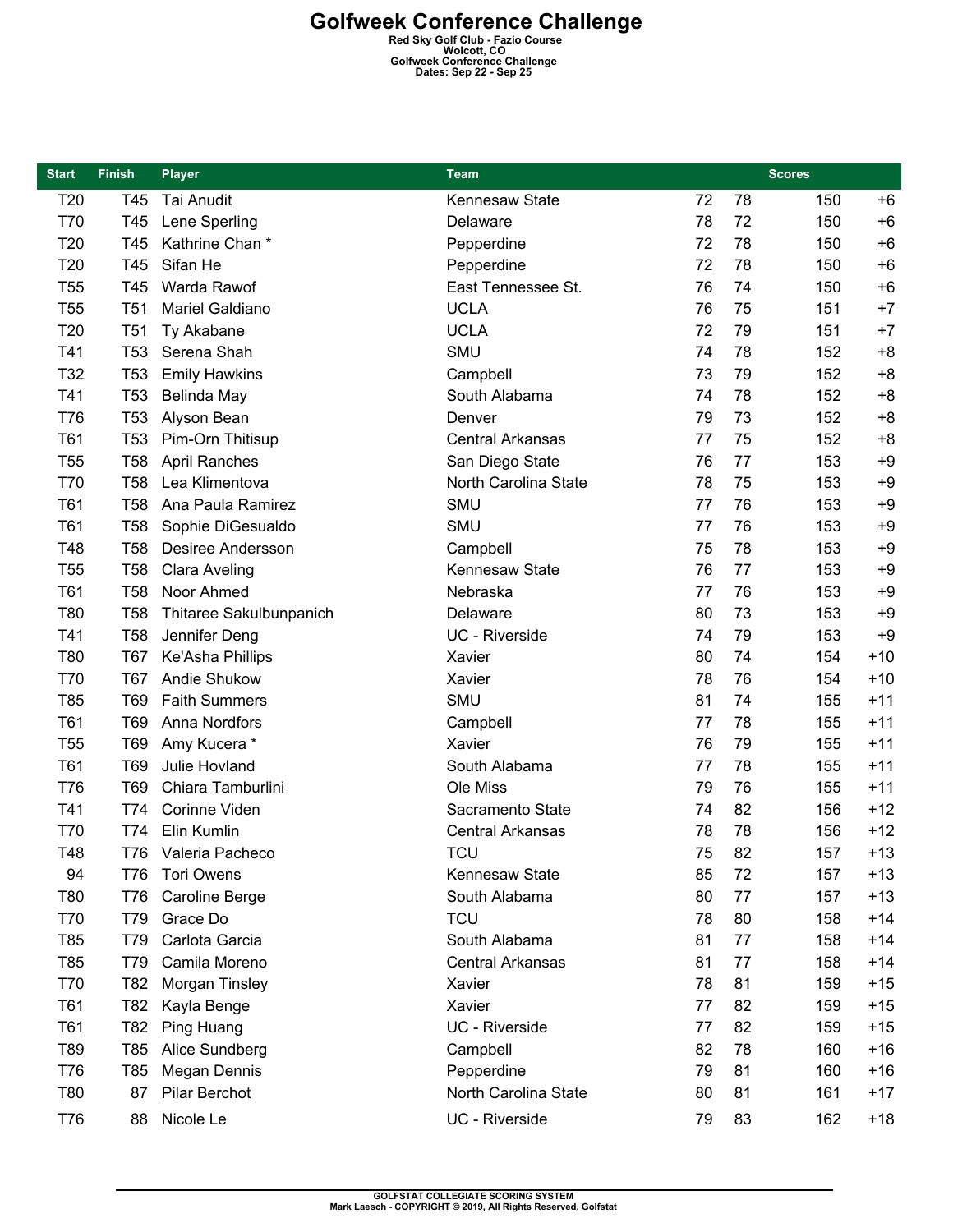# Golfweek Conference Challenge

**Red Sky Golf Club - Fazio Course**
**Wolcott, CO**
**Golfweek Conference Challenge**
**Dates: Sep 22 - Sep 25**

| Start | Finish | Player | Team | Scores | | | |
|---|---|---|---|---|---|---|---|
| T20 | T45 | Tai Anudit | Kennesaw State | 72 | 78 | 150 | +6 |
| T70 | T45 | Lene Sperling | Delaware | 78 | 72 | 150 | +6 |
| T20 | T45 | Kathrine Chan * | Pepperdine | 72 | 78 | 150 | +6 |
| T20 | T45 | Sifan He | Pepperdine | 72 | 78 | 150 | +6 |
| T55 | T45 | Warda Rawof | East Tennessee St. | 76 | 74 | 150 | +6 |
| T55 | T51 | Mariel Galdiano | UCLA | 76 | 75 | 151 | +7 |
| T20 | T51 | Ty Akabane | UCLA | 72 | 79 | 151 | +7 |
| T41 | T53 | Serena Shah | SMU | 74 | 78 | 152 | +8 |
| T32 | T53 | Emily Hawkins | Campbell | 73 | 79 | 152 | +8 |
| T41 | T53 | Belinda May | South Alabama | 74 | 78 | 152 | +8 |
| T76 | T53 | Alyson Bean | Denver | 79 | 73 | 152 | +8 |
| T61 | T53 | Pim-Orn Thitisup | Central Arkansas | 77 | 75 | 152 | +8 |
| T55 | T58 | April Ranches | San Diego State | 76 | 77 | 153 | +9 |
| T70 | T58 | Lea Klimentova | North Carolina State | 78 | 75 | 153 | +9 |
| T61 | T58 | Ana Paula Ramirez | SMU | 77 | 76 | 153 | +9 |
| T61 | T58 | Sophie DiGesualdo | SMU | 77 | 76 | 153 | +9 |
| T48 | T58 | Desiree Andersson | Campbell | 75 | 78 | 153 | +9 |
| T55 | T58 | Clara Aveling | Kennesaw State | 76 | 77 | 153 | +9 |
| T61 | T58 | Noor Ahmed | Nebraska | 77 | 76 | 153 | +9 |
| T80 | T58 | Thitaree Sakulbunpanich | Delaware | 80 | 73 | 153 | +9 |
| T41 | T58 | Jennifer Deng | UC - Riverside | 74 | 79 | 153 | +9 |
| T80 | T67 | Ke'Asha Phillips | Xavier | 80 | 74 | 154 | +10 |
| T70 | T67 | Andie Shukow | Xavier | 78 | 76 | 154 | +10 |
| T85 | T69 | Faith Summers | SMU | 81 | 74 | 155 | +11 |
| T61 | T69 | Anna Nordfors | Campbell | 77 | 78 | 155 | +11 |
| T55 | T69 | Amy Kucera * | Xavier | 76 | 79 | 155 | +11 |
| T61 | T69 | Julie Hovland | South Alabama | 77 | 78 | 155 | +11 |
| T76 | T69 | Chiara Tamburlini | Ole Miss | 79 | 76 | 155 | +11 |
| T41 | T74 | Corinne Viden | Sacramento State | 74 | 82 | 156 | +12 |
| T70 | T74 | Elin Kumlin | Central Arkansas | 78 | 78 | 156 | +12 |
| T48 | T76 | Valeria Pacheco | TCU | 75 | 82 | 157 | +13 |
| 94 | T76 | Tori Owens | Kennesaw State | 85 | 72 | 157 | +13 |
| T80 | T76 | Caroline Berge | South Alabama | 80 | 77 | 157 | +13 |
| T70 | T79 | Grace Do | TCU | 78 | 80 | 158 | +14 |
| T85 | T79 | Carlota Garcia | South Alabama | 81 | 77 | 158 | +14 |
| T85 | T79 | Camila Moreno | Central Arkansas | 81 | 77 | 158 | +14 |
| T70 | T82 | Morgan Tinsley | Xavier | 78 | 81 | 159 | +15 |
| T61 | T82 | Kayla Benge | Xavier | 77 | 82 | 159 | +15 |
| T61 | T82 | Ping Huang | UC - Riverside | 77 | 82 | 159 | +15 |
| T89 | T85 | Alice Sundberg | Campbell | 82 | 78 | 160 | +16 |
| T76 | T85 | Megan Dennis | Pepperdine | 79 | 81 | 160 | +16 |
| T80 | 87 | Pilar Berchot | North Carolina State | 80 | 81 | 161 | +17 |
| T76 | 88 | Nicole Le | UC - Riverside | 79 | 83 | 162 | +18 |

GOLFSTAT COLLEGIATE SCORING SYSTEM
Mark Laesch - COPYRIGHT © 2019, All Rights Reserved, Golfstat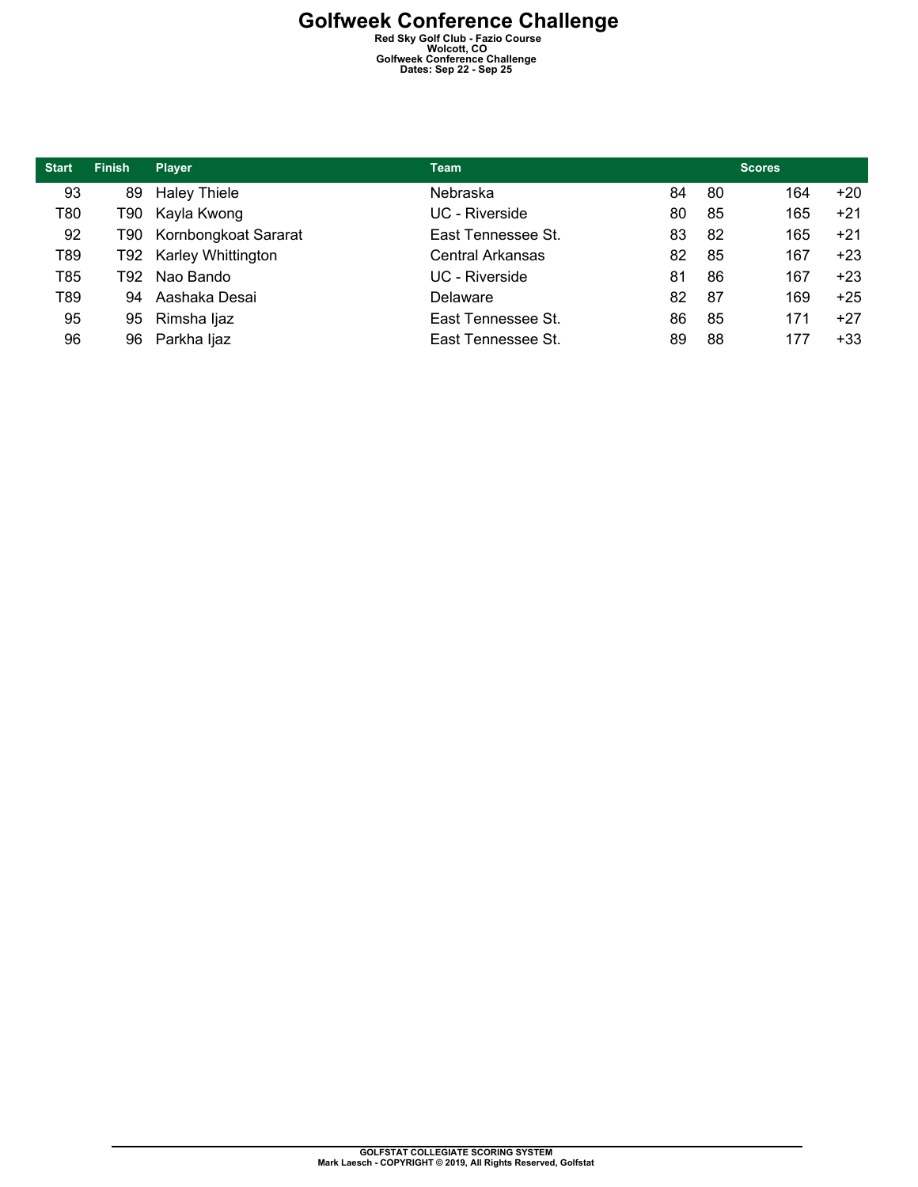# Golfweek Conference Challenge

**Red Sky Golf Club - Fazio Course**
**Wolcott, CO**
**Golfweek Conference Challenge**
**Dates: Sep 22 - Sep 25**

| Start | Finish | Player | Team | Scores | | | |
|---|---|---|---|---|---|---|---|
| 93 | 89 | Haley Thiele | Nebraska | 84 | 80 | 164 | +20 |
| T80 | T90 | Kayla Kwong | UC - Riverside | 80 | 85 | 165 | +21 |
| 92 | T90 | Kornbongkoat Sararat | East Tennessee St. | 83 | 82 | 165 | +21 |
| T89 | T92 | Karley Whittington | Central Arkansas | 82 | 85 | 167 | +23 |
| T85 | T92 | Nao Bando | UC - Riverside | 81 | 86 | 167 | +23 |
| T89 | 94 | Aashaka Desai | Delaware | 82 | 87 | 169 | +25 |
| 95 | 95 | Rimsha Ijaz | East Tennessee St. | 86 | 85 | 171 | +27 |
| 96 | 96 | Parkha Ijaz | East Tennessee St. | 89 | 88 | 177 | +33 |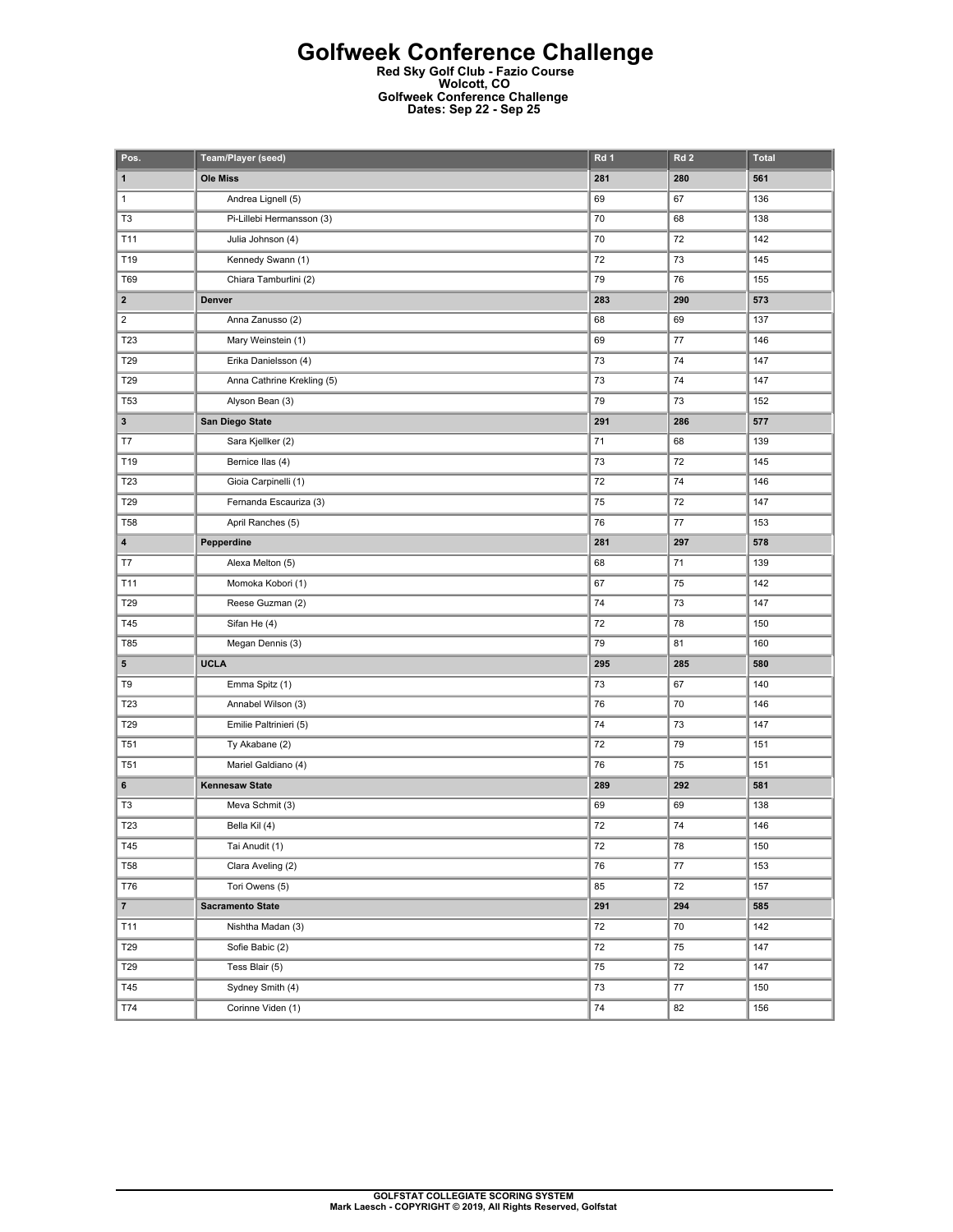# Golfweek Conference Challenge

**Red Sky Golf Club - Fazio Course**
**Wolcott, CO**
**Golfweek Conference Challenge**
**Dates: Sep 22 - Sep 25**

| Pos. | Team/Player (seed) | Rd 1 | Rd 2 | Total |
|---|---|---|---|---|
| **1** | **Ole Miss** | **281** | **280** | **561** |
| 1 | Andrea Lignell (5) | 69 | 67 | 136 |
| T3 | Pi-Lillebi Hermansson (3) | 70 | 68 | 138 |
| T11 | Julia Johnson (4) | 70 | 72 | 142 |
| T19 | Kennedy Swann (1) | 72 | 73 | 145 |
| T69 | Chiara Tamburlini (2) | 79 | 76 | 155 |
| **2** | **Denver** | **283** | **290** | **573** |
| 2 | Anna Zanusso (2) | 68 | 69 | 137 |
| T23 | Mary Weinstein (1) | 69 | 77 | 146 |
| T29 | Erika Danielsson (4) | 73 | 74 | 147 |
| T29 | Anna Cathrine Krekling (5) | 73 | 74 | 147 |
| T53 | Alyson Bean (3) | 79 | 73 | 152 |
| **3** | **San Diego State** | **291** | **286** | **577** |
| T7 | Sara Kjellker (2) | 71 | 68 | 139 |
| T19 | Bernice Ilas (4) | 73 | 72 | 145 |
| T23 | Gioia Carpinelli (1) | 72 | 74 | 146 |
| T29 | Fernanda Escauriza (3) | 75 | 72 | 147 |
| T58 | April Ranches (5) | 76 | 77 | 153 |
| **4** | **Pepperdine** | **281** | **297** | **578** |
| T7 | Alexa Melton (5) | 68 | 71 | 139 |
| T11 | Momoka Kobori (1) | 67 | 75 | 142 |
| T29 | Reese Guzman (2) | 74 | 73 | 147 |
| T45 | Sifan He (4) | 72 | 78 | 150 |
| T85 | Megan Dennis (3) | 79 | 81 | 160 |
| **5** | **UCLA** | **295** | **285** | **580** |
| T9 | Emma Spitz (1) | 73 | 67 | 140 |
| T23 | Annabel Wilson (3) | 76 | 70 | 146 |
| T29 | Emilie Paltrinieri (5) | 74 | 73 | 147 |
| T51 | Ty Akabane (2) | 72 | 79 | 151 |
| T51 | Mariel Galdiano (4) | 76 | 75 | 151 |
| **6** | **Kennesaw State** | **289** | **292** | **581** |
| T3 | Meva Schmit (3) | 69 | 69 | 138 |
| T23 | Bella Kil (4) | 72 | 74 | 146 |
| T45 | Tai Anudit (1) | 72 | 78 | 150 |
| T58 | Clara Aveling (2) | 76 | 77 | 153 |
| T76 | Tori Owens (5) | 85 | 72 | 157 |
| **7** | **Sacramento State** | **291** | **294** | **585** |
| T11 | Nishtha Madan (3) | 72 | 70 | 142 |
| T29 | Sofie Babic (2) | 72 | 75 | 147 |
| T29 | Tess Blair (5) | 75 | 72 | 147 |
| T45 | Sydney Smith (4) | 73 | 77 | 150 |
| T74 | Corinne Viden (1) | 74 | 82 | 156 |

**GOLFSTAT COLLEGIATE SCORING SYSTEM**
**Mark Laesch - COPYRIGHT © 2019, All Rights Reserved, Golfstat**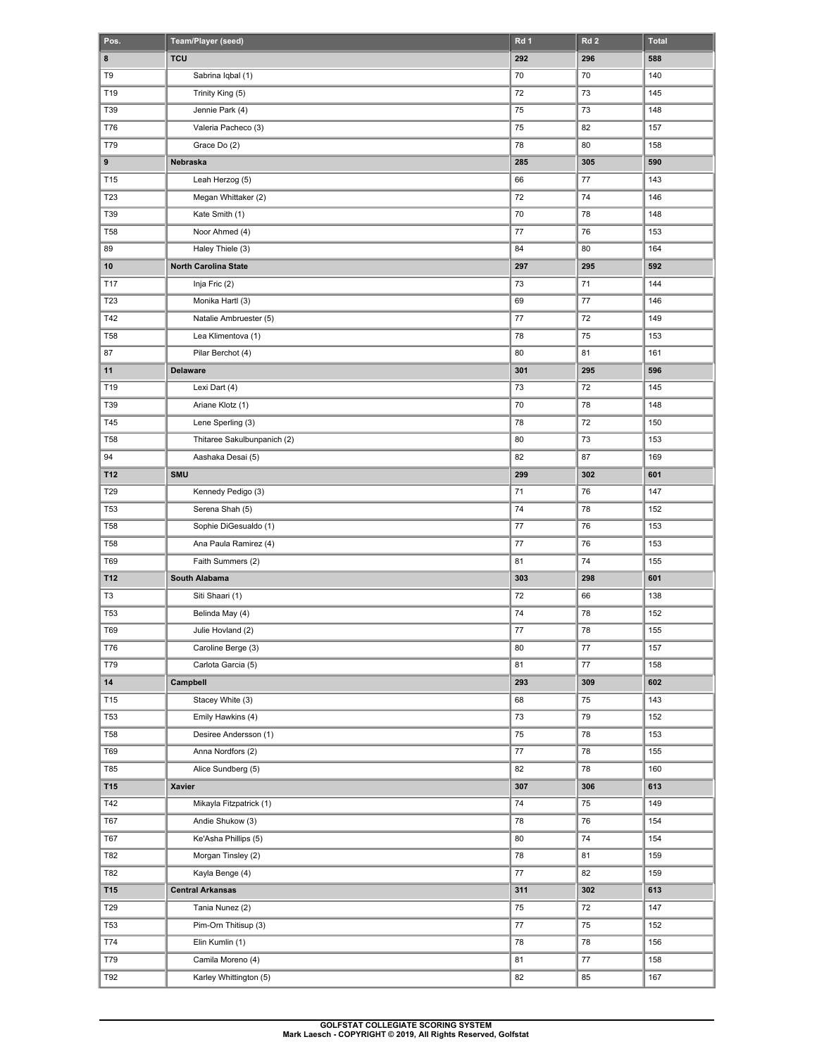| Pos. | Team/Player (seed) | Rd 1 | Rd 2 | Total |
|---|---|---|---|---|
| **8** | **TCU** | **292** | **296** | **588** |
| T9 | Sabrina Iqbal (1) | 70 | 70 | 140 |
| T19 | Trinity King (5) | 72 | 73 | 145 |
| T39 | Jennie Park (4) | 75 | 73 | 148 |
| T76 | Valeria Pacheco (3) | 75 | 82 | 157 |
| T79 | Grace Do (2) | 78 | 80 | 158 |
| **9** | **Nebraska** | **285** | **305** | **590** |
| T15 | Leah Herzog (5) | 66 | 77 | 143 |
| T23 | Megan Whittaker (2) | 72 | 74 | 146 |
| T39 | Kate Smith (1) | 70 | 78 | 148 |
| T58 | Noor Ahmed (4) | 77 | 76 | 153 |
| 89 | Haley Thiele (3) | 84 | 80 | 164 |
| **10** | **North Carolina State** | **297** | **295** | **592** |
| T17 | Inja Fric (2) | 73 | 71 | 144 |
| T23 | Monika Hartl (3) | 69 | 77 | 146 |
| T42 | Natalie Ambruester (5) | 77 | 72 | 149 |
| T58 | Lea Klimentova (1) | 78 | 75 | 153 |
| 87 | Pilar Berchot (4) | 80 | 81 | 161 |
| **11** | **Delaware** | **301** | **295** | **596** |
| T19 | Lexi Dart (4) | 73 | 72 | 145 |
| T39 | Ariane Klotz (1) | 70 | 78 | 148 |
| T45 | Lene Sperling (3) | 78 | 72 | 150 |
| T58 | Thitaree Sakulbunpanich (2) | 80 | 73 | 153 |
| 94 | Aashaka Desai (5) | 82 | 87 | 169 |
| **T12** | **SMU** | **299** | **302** | **601** |
| T29 | Kennedy Pedigo (3) | 71 | 76 | 147 |
| T53 | Serena Shah (5) | 74 | 78 | 152 |
| T58 | Sophie DiGesualdo (1) | 77 | 76 | 153 |
| T58 | Ana Paula Ramirez (4) | 77 | 76 | 153 |
| T69 | Faith Summers (2) | 81 | 74 | 155 |
| **T12** | **South Alabama** | **303** | **298** | **601** |
| T3 | Siti Shaari (1) | 72 | 66 | 138 |
| T53 | Belinda May (4) | 74 | 78 | 152 |
| T69 | Julie Hovland (2) | 77 | 78 | 155 |
| T76 | Caroline Berge (3) | 80 | 77 | 157 |
| T79 | Carlota Garcia (5) | 81 | 77 | 158 |
| **14** | **Campbell** | **293** | **309** | **602** |
| T15 | Stacey White (3) | 68 | 75 | 143 |
| T53 | Emily Hawkins (4) | 73 | 79 | 152 |
| T58 | Desiree Andersson (1) | 75 | 78 | 153 |
| T69 | Anna Nordfors (2) | 77 | 78 | 155 |
| T85 | Alice Sundberg (5) | 82 | 78 | 160 |
| **T15** | **Xavier** | **307** | **306** | **613** |
| T42 | Mikayla Fitzpatrick (1) | 74 | 75 | 149 |
| T67 | Andie Shukow (3) | 78 | 76 | 154 |
| T67 | Ke'Asha Phillips (5) | 80 | 74 | 154 |
| T82 | Morgan Tinsley (2) | 78 | 81 | 159 |
| T82 | Kayla Benge (4) | 77 | 82 | 159 |
| **T15** | **Central Arkansas** | **311** | **302** | **613** |
| T29 | Tania Nunez (2) | 75 | 72 | 147 |
| T53 | Pim-Orn Thitisup (3) | 77 | 75 | 152 |
| T74 | Elin Kumlin (1) | 78 | 78 | 156 |
| T79 | Camila Moreno (4) | 81 | 77 | 158 |
| T92 | Karley Whittington (5) | 82 | 85 | 167 |

**GOLFSTAT COLLEGIATE SCORING SYSTEM**
**Mark Laesch - COPYRIGHT © 2019, All Rights Reserved, Golfstat**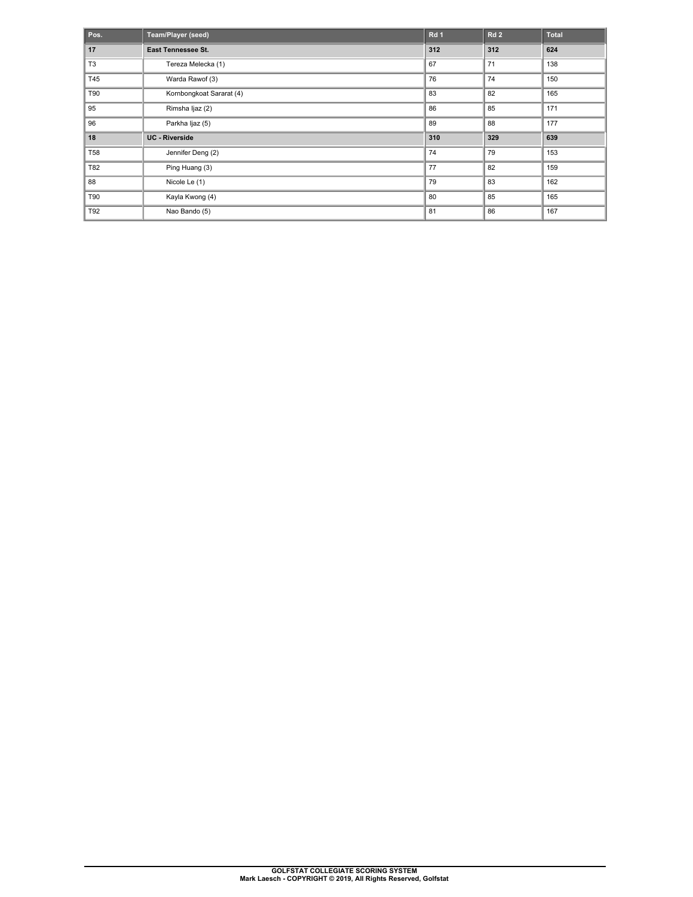| Pos. | Team/Player (seed) | Rd 1 | Rd 2 | Total |
|---|---|---|---|---|
| **17** | **East Tennessee St.** | **312** | **312** | **624** |
| T3 | Tereza Melecka (1) | 67 | 71 | 138 |
| T45 | Warda Rawof (3) | 76 | 74 | 150 |
| T90 | Kornbongkoat Sararat (4) | 83 | 82 | 165 |
| 95 | Rimsha Ijaz (2) | 86 | 85 | 171 |
| 96 | Parkha Ijaz (5) | 89 | 88 | 177 |
| **18** | **UC - Riverside** | **310** | **329** | **639** |
| T58 | Jennifer Deng (2) | 74 | 79 | 153 |
| T82 | Ping Huang (3) | 77 | 82 | 159 |
| 88 | Nicole Le (1) | 79 | 83 | 162 |
| T90 | Kayla Kwong (4) | 80 | 85 | 165 |
| T92 | Nao Bando (5) | 81 | 86 | 167 |

**GOLFSTAT COLLEGIATE SCORING SYSTEM**
**Mark Laesch - COPYRIGHT © 2019, All Rights Reserved, Golfstat**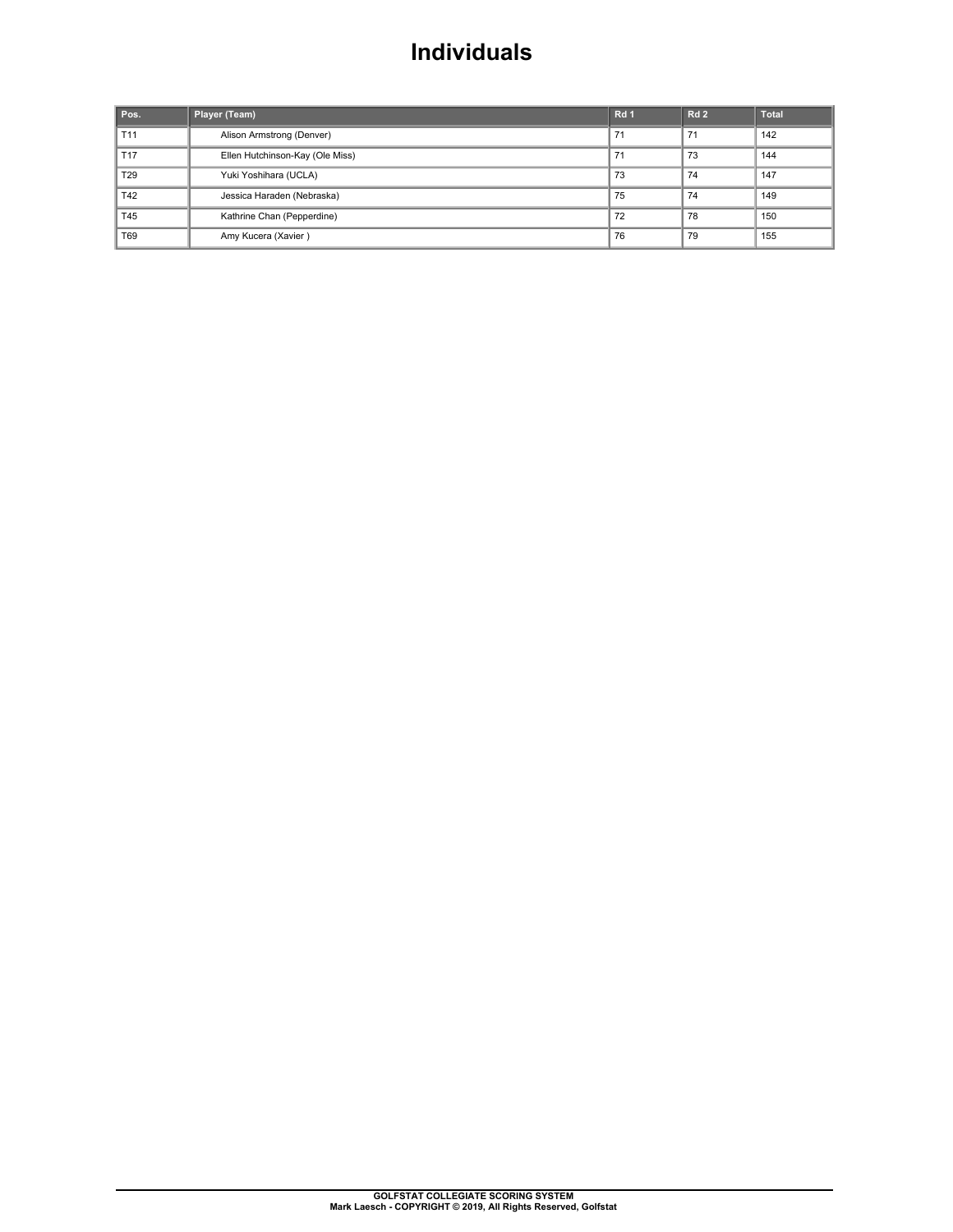# Individuals

| Pos. | Player (Team) | Rd 1 | Rd 2 | Total |
|---|---|---|---|---|
| T11 | Alison Armstrong (Denver) | 71 | 71 | 142 |
| T17 | Ellen Hutchinson-Kay (Ole Miss) | 71 | 73 | 144 |
| T29 | Yuki Yoshihara (UCLA) | 73 | 74 | 147 |
| T42 | Jessica Haraden (Nebraska) | 75 | 74 | 149 |
| T45 | Kathrine Chan (Pepperdine) | 72 | 78 | 150 |
| T69 | Amy Kucera (Xavier ) | 76 | 79 | 155 |

**GOLFSTAT COLLEGIATE SCORING SYSTEM**
**Mark Laesch - COPYRIGHT © 2019, All Rights Reserved, Golfstat**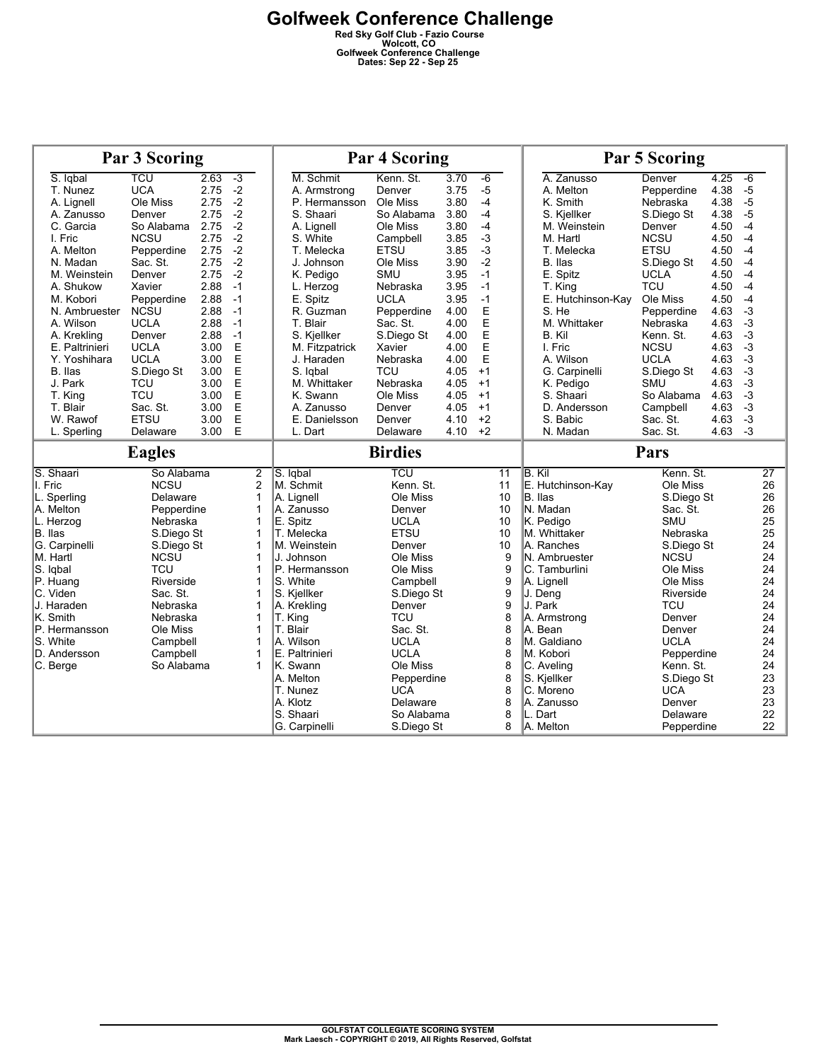# Golfweek Conference Challenge

**Red Sky Golf Club - Fazio Course**
**Wolcott, CO**
**Golfweek Conference Challenge**
**Dates: Sep 22 - Sep 25**

## Par 3 Scoring

| Player | Team | Avg | To Par |
|---|---|---|---|
| S. Iqbal | TCU | 2.63 | -3 |
| T. Nunez | UCA | 2.75 | -2 |
| A. Lignell | Ole Miss | 2.75 | -2 |
| A. Zanusso | Denver | 2.75 | -2 |
| C. Garcia | So Alabama | 2.75 | -2 |
| I. Fric | NCSU | 2.75 | -2 |
| A. Melton | Pepperdine | 2.75 | -2 |
| N. Madan | Sac. St. | 2.75 | -2 |
| M. Weinstein | Denver | 2.75 | -2 |
| A. Shukow | Xavier | 2.88 | -1 |
| M. Kobori | Pepperdine | 2.88 | -1 |
| N. Ambruester | NCSU | 2.88 | -1 |
| A. Wilson | UCLA | 2.88 | -1 |
| A. Krekling | Denver | 2.88 | -1 |
| E. Paltrinieri | UCLA | 3.00 | E |
| Y. Yoshihara | UCLA | 3.00 | E |
| B. Ilas | S.Diego St | 3.00 | E |
| J. Park | TCU | 3.00 | E |
| T. King | TCU | 3.00 | E |
| T. Blair | Sac. St. | 3.00 | E |
| W. Rawof | ETSU | 3.00 | E |
| L. Sperling | Delaware | 3.00 | E |

## Par 4 Scoring

| Player | Team | Avg | To Par |
|---|---|---|---|
| M. Schmit | Kenn. St. | 3.70 | -6 |
| A. Armstrong | Denver | 3.75 | -5 |
| P. Hermansson | Ole Miss | 3.80 | -4 |
| S. Shaari | So Alabama | 3.80 | -4 |
| A. Lignell | Ole Miss | 3.80 | -4 |
| S. White | Campbell | 3.85 | -3 |
| T. Melecka | ETSU | 3.85 | -3 |
| J. Johnson | Ole Miss | 3.90 | -2 |
| K. Pedigo | SMU | 3.95 | -1 |
| L. Herzog | Nebraska | 3.95 | -1 |
| E. Spitz | UCLA | 3.95 | -1 |
| R. Guzman | Pepperdine | 4.00 | E |
| T. Blair | Sac. St. | 4.00 | E |
| S. Kjellker | S.Diego St | 4.00 | E |
| M. Fitzpatrick | Xavier | 4.00 | E |
| J. Haraden | Nebraska | 4.00 | E |
| S. Iqbal | TCU | 4.05 | +1 |
| M. Whittaker | Nebraska | 4.05 | +1 |
| K. Swann | Ole Miss | 4.05 | +1 |
| A. Zanusso | Denver | 4.05 | +1 |
| E. Danielsson | Denver | 4.10 | +2 |
| L. Dart | Delaware | 4.10 | +2 |

## Par 5 Scoring

| Player | Team | Avg | To Par |
|---|---|---|---|
| A. Zanusso | Denver | 4.25 | -6 |
| A. Melton | Pepperdine | 4.38 | -5 |
| K. Smith | Nebraska | 4.38 | -5 |
| S. Kjellker | S.Diego St | 4.38 | -5 |
| M. Weinstein | Denver | 4.50 | -4 |
| M. Hartl | NCSU | 4.50 | -4 |
| T. Melecka | ETSU | 4.50 | -4 |
| B. Ilas | S.Diego St | 4.50 | -4 |
| E. Spitz | UCLA | 4.50 | -4 |
| T. King | TCU | 4.50 | -4 |
| E. Hutchinson-Kay | Ole Miss | 4.50 | -4 |
| S. He | Pepperdine | 4.63 | -3 |
| M. Whittaker | Nebraska | 4.63 | -3 |
| B. Kil | Kenn. St. | 4.63 | -3 |
| I. Fric | NCSU | 4.63 | -3 |
| A. Wilson | UCLA | 4.63 | -3 |
| G. Carpinelli | S.Diego St | 4.63 | -3 |
| K. Pedigo | SMU | 4.63 | -3 |
| S. Shaari | So Alabama | 4.63 | -3 |
| D. Andersson | Campbell | 4.63 | -3 |
| S. Babic | Sac. St. | 4.63 | -3 |
| N. Madan | Sac. St. | 4.63 | -3 |

## Eagles

| Player | Team | Eagles |
|---|---|---|
| S. Shaari | So Alabama | 2 |
| I. Fric | NCSU | 2 |
| L. Sperling | Delaware | 1 |
| A. Melton | Pepperdine | 1 |
| L. Herzog | Nebraska | 1 |
| B. Ilas | S.Diego St | 1 |
| G. Carpinelli | S.Diego St | 1 |
| M. Hartl | NCSU | 1 |
| S. Iqbal | TCU | 1 |
| P. Huang | Riverside | 1 |
| C. Viden | Sac. St. | 1 |
| J. Haraden | Nebraska | 1 |
| K. Smith | Nebraska | 1 |
| P. Hermansson | Ole Miss | 1 |
| S. White | Campbell | 1 |
| D. Andersson | Campbell | 1 |
| C. Berge | So Alabama | 1 |

## Birdies

| Player | Team | Birdies |
|---|---|---|
| S. Iqbal | TCU | 11 |
| M. Schmit | Kenn. St. | 11 |
| A. Lignell | Ole Miss | 10 |
| A. Zanusso | Denver | 10 |
| E. Spitz | UCLA | 10 |
| T. Melecka | ETSU | 10 |
| M. Weinstein | Denver | 10 |
| J. Johnson | Ole Miss | 9 |
| P. Hermansson | Ole Miss | 9 |
| S. White | Campbell | 9 |
| S. Kjellker | S.Diego St | 9 |
| A. Krekling | Denver | 9 |
| T. King | TCU | 8 |
| T. Blair | Sac. St. | 8 |
| A. Wilson | UCLA | 8 |
| E. Paltrinieri | UCLA | 8 |
| K. Swann | Ole Miss | 8 |
| A. Melton | Pepperdine | 8 |
| T. Nunez | UCA | 8 |
| A. Klotz | Delaware | 8 |
| S. Shaari | So Alabama | 8 |
| G. Carpinelli | S.Diego St | 8 |

## Pars

| Player | Team | Pars |
|---|---|---|
| B. Kil | Kenn. St. | 27 |
| E. Hutchinson-Kay | Ole Miss | 26 |
| B. Ilas | S.Diego St | 26 |
| N. Madan | Sac. St. | 26 |
| K. Pedigo | SMU | 25 |
| M. Whittaker | Nebraska | 25 |
| A. Ranches | S.Diego St | 24 |
| N. Ambruester | NCSU | 24 |
| C. Tamburlini | Ole Miss | 24 |
| A. Lignell | Ole Miss | 24 |
| J. Deng | Riverside | 24 |
| J. Park | TCU | 24 |
| A. Armstrong | Denver | 24 |
| A. Bean | Denver | 24 |
| M. Galdiano | UCLA | 24 |
| M. Kobori | Pepperdine | 24 |
| C. Aveling | Kenn. St. | 24 |
| S. Kjellker | S.Diego St | 23 |
| C. Moreno | UCA | 23 |
| A. Zanusso | Denver | 23 |
| L. Dart | Delaware | 22 |
| A. Melton | Pepperdine | 22 |

GOLFSTAT COLLEGIATE SCORING SYSTEM
Mark Laesch - COPYRIGHT © 2019, All Rights Reserved, Golfstat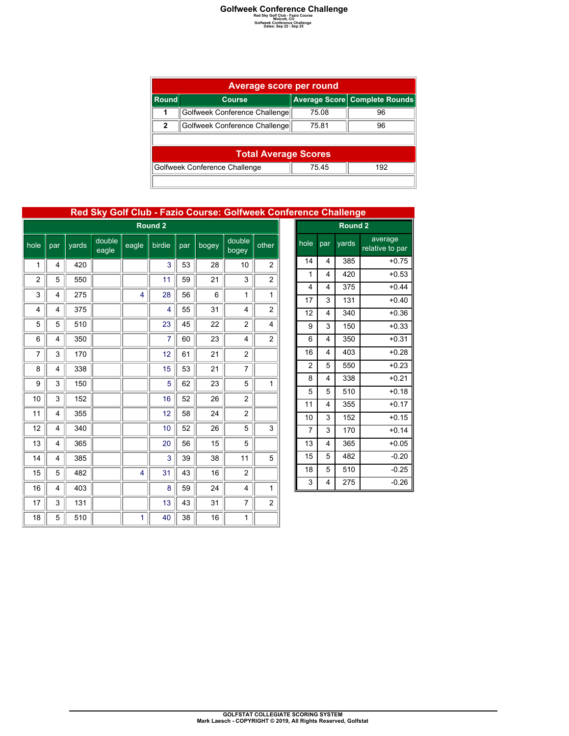# Golfweek Conference Challenge

Red Sky Golf Club - Fazio Course
Wolcott, CO
Golfweek Conference Challenge
Dates: Sep 22 - Sep 25

| Average score per round | | | |
|---|---|---|---|
| **Round** | **Course** | **Average Score** | **Complete Rounds** |
| **1** | Golfweek Conference Challenge | 75.08 | 96 |
| **2** | Golfweek Conference Challenge | 75.81 | 96 |

| Total Average Scores | | |
|---|---|---|
| Golfweek Conference Challenge | 75.45 | 192 |

## Red Sky Golf Club - Fazio Course: Golfweek Conference Challenge

**Round 2**

| hole | par | yards | double eagle | eagle | birdie | par | bogey | double bogey | other |
|---|---|---|---|---|---|---|---|---|---|
| 1 | 4 | 420 | | | 3 | 53 | 28 | 10 | 2 |
| 2 | 5 | 550 | | | 11 | 59 | 21 | 3 | 2 |
| 3 | 4 | 275 | | 4 | 28 | 56 | 6 | 1 | 1 |
| 4 | 4 | 375 | | | 4 | 55 | 31 | 4 | 2 |
| 5 | 5 | 510 | | | 23 | 45 | 22 | 2 | 4 |
| 6 | 4 | 350 | | | 7 | 60 | 23 | 4 | 2 |
| 7 | 3 | 170 | | | 12 | 61 | 21 | 2 | |
| 8 | 4 | 338 | | | 15 | 53 | 21 | 7 | |
| 9 | 3 | 150 | | | 5 | 62 | 23 | 5 | 1 |
| 10 | 3 | 152 | | | 16 | 52 | 26 | 2 | |
| 11 | 4 | 355 | | | 12 | 58 | 24 | 2 | |
| 12 | 4 | 340 | | | 10 | 52 | 26 | 5 | 3 |
| 13 | 4 | 365 | | | 20 | 56 | 15 | 5 | |
| 14 | 4 | 385 | | | 3 | 39 | 38 | 11 | 5 |
| 15 | 5 | 482 | | 4 | 31 | 43 | 16 | 2 | |
| 16 | 4 | 403 | | | 8 | 59 | 24 | 4 | 1 |
| 17 | 3 | 131 | | | 13 | 43 | 31 | 7 | 2 |
| 18 | 5 | 510 | | 1 | 40 | 38 | 16 | 1 | |

**Round 2**

| hole | par | yards | average relative to par |
|---|---|---|---|
| 14 | 4 | 385 | +0.75 |
| 1 | 4 | 420 | +0.53 |
| 4 | 4 | 375 | +0.44 |
| 17 | 3 | 131 | +0.40 |
| 12 | 4 | 340 | +0.36 |
| 9 | 3 | 150 | +0.33 |
| 6 | 4 | 350 | +0.31 |
| 16 | 4 | 403 | +0.28 |
| 2 | 5 | 550 | +0.23 |
| 8 | 4 | 338 | +0.21 |
| 5 | 5 | 510 | +0.18 |
| 11 | 4 | 355 | +0.17 |
| 10 | 3 | 152 | +0.15 |
| 7 | 3 | 170 | +0.14 |
| 13 | 4 | 365 | +0.05 |
| 15 | 5 | 482 | -0.20 |
| 18 | 5 | 510 | -0.25 |
| 3 | 4 | 275 | -0.26 |

GOLFSTAT COLLEGIATE SCORING SYSTEM
Mark Laesch - COPYRIGHT © 2019, All Rights Reserved, Golfstat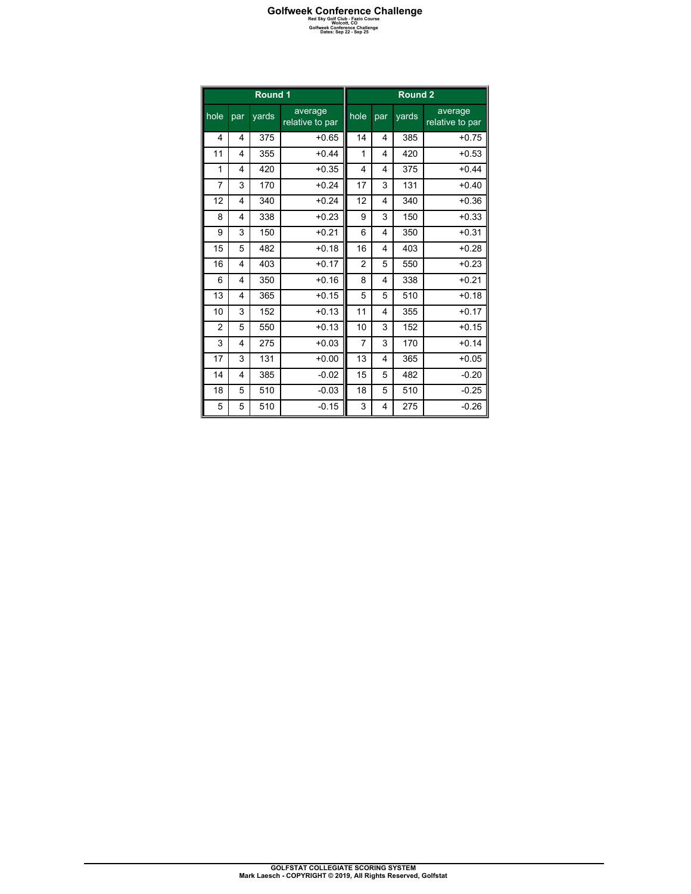# Golfweek Conference Challenge

Red Sky Golf Club - Fazio Course
Wolcott, CO
Golfweek Conference Challenge
Dates: Sep 22 - Sep 25

| Round 1 | | | | Round 2 | | | |
|---|---|---|---|---|---|---|---|
| hole | par | yards | average relative to par | hole | par | yards | average relative to par |
| 4 | 4 | 375 | +0.65 | 14 | 4 | 385 | +0.75 |
| 11 | 4 | 355 | +0.44 | 1 | 4 | 420 | +0.53 |
| 1 | 4 | 420 | +0.35 | 4 | 4 | 375 | +0.44 |
| 7 | 3 | 170 | +0.24 | 17 | 3 | 131 | +0.40 |
| 12 | 4 | 340 | +0.24 | 12 | 4 | 340 | +0.36 |
| 8 | 4 | 338 | +0.23 | 9 | 3 | 150 | +0.33 |
| 9 | 3 | 150 | +0.21 | 6 | 4 | 350 | +0.31 |
| 15 | 5 | 482 | +0.18 | 16 | 4 | 403 | +0.28 |
| 16 | 4 | 403 | +0.17 | 2 | 5 | 550 | +0.23 |
| 6 | 4 | 350 | +0.16 | 8 | 4 | 338 | +0.21 |
| 13 | 4 | 365 | +0.15 | 5 | 5 | 510 | +0.18 |
| 10 | 3 | 152 | +0.13 | 11 | 4 | 355 | +0.17 |
| 2 | 5 | 550 | +0.13 | 10 | 3 | 152 | +0.15 |
| 3 | 4 | 275 | +0.03 | 7 | 3 | 170 | +0.14 |
| 17 | 3 | 131 | +0.00 | 13 | 4 | 365 | +0.05 |
| 14 | 4 | 385 | -0.02 | 15 | 5 | 482 | -0.20 |
| 18 | 5 | 510 | -0.03 | 18 | 5 | 510 | -0.25 |
| 5 | 5 | 510 | -0.15 | 3 | 4 | 275 | -0.26 |

GOLFSTAT COLLEGIATE SCORING SYSTEM
Mark Laesch - COPYRIGHT © 2019, All Rights Reserved, Golfstat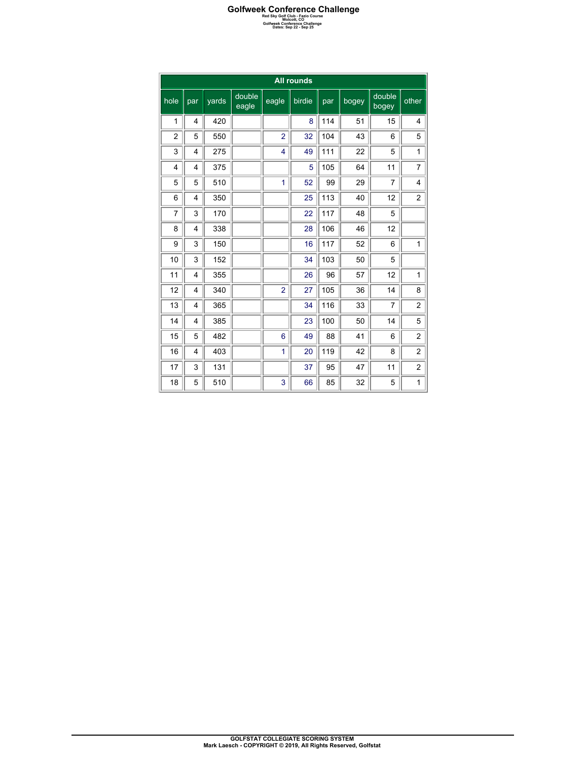# Golfweek Conference Challenge

**Red Sky Golf Club - Fazio Course**
**Wolcott, CO**
**Golfweek Conference Challenge**
**Dates: Sep 22 - Sep 25**

| All rounds | | | | | | | | | |
|---|---|---|---|---|---|---|---|---|---|
| hole | par | yards | double eagle | eagle | birdie | par | bogey | double bogey | other |
| 1 | 4 | 420 | | | 8 | 114 | 51 | 15 | 4 |
| 2 | 5 | 550 | | 2 | 32 | 104 | 43 | 6 | 5 |
| 3 | 4 | 275 | | 4 | 49 | 111 | 22 | 5 | 1 |
| 4 | 4 | 375 | | | 5 | 105 | 64 | 11 | 7 |
| 5 | 5 | 510 | | 1 | 52 | 99 | 29 | 7 | 4 |
| 6 | 4 | 350 | | | 25 | 113 | 40 | 12 | 2 |
| 7 | 3 | 170 | | | 22 | 117 | 48 | 5 | |
| 8 | 4 | 338 | | | 28 | 106 | 46 | 12 | |
| 9 | 3 | 150 | | | 16 | 117 | 52 | 6 | 1 |
| 10 | 3 | 152 | | | 34 | 103 | 50 | 5 | |
| 11 | 4 | 355 | | | 26 | 96 | 57 | 12 | 1 |
| 12 | 4 | 340 | | 2 | 27 | 105 | 36 | 14 | 8 |
| 13 | 4 | 365 | | | 34 | 116 | 33 | 7 | 2 |
| 14 | 4 | 385 | | | 23 | 100 | 50 | 14 | 5 |
| 15 | 5 | 482 | | 6 | 49 | 88 | 41 | 6 | 2 |
| 16 | 4 | 403 | | 1 | 20 | 119 | 42 | 8 | 2 |
| 17 | 3 | 131 | | | 37 | 95 | 47 | 11 | 2 |
| 18 | 5 | 510 | | 3 | 66 | 85 | 32 | 5 | 1 |

**GOLFSTAT COLLEGIATE SCORING SYSTEM**
**Mark Laesch - COPYRIGHT © 2019, All Rights Reserved, Golfstat**